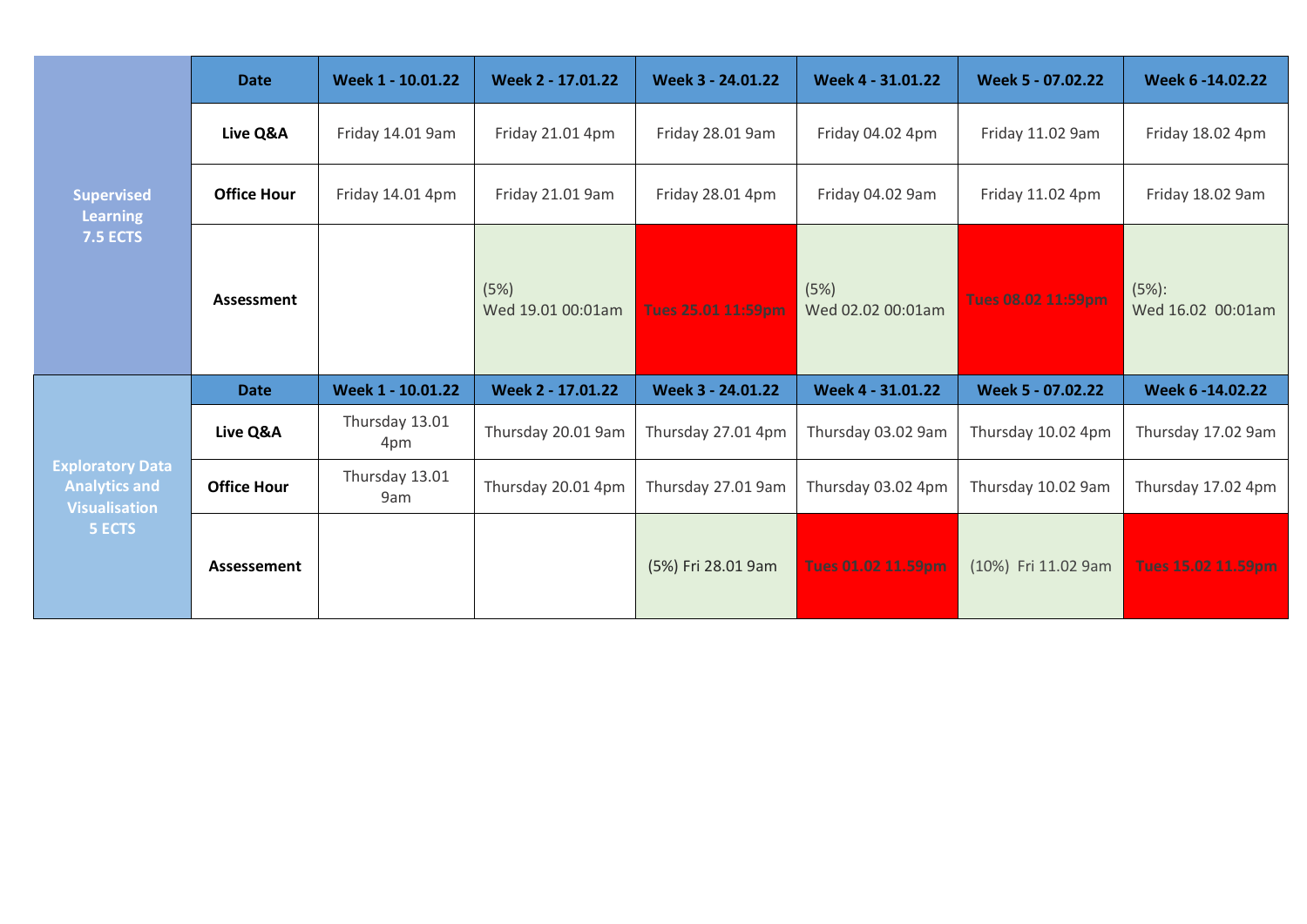| | Date | Week 1 - 10.01.22 | Week 2 - 17.01.22 | Week 3 - 24.01.22 | Week 4 - 31.01.22 | Week 5 - 07.02.22 | Week 6 -14.02.22 |
|---|---|---|---|---|---|---|---|
| Supervised Learning 7.5 ECTS | Live Q&A | Friday 14.01 9am | Friday 21.01 4pm | Friday 28.01 9am | Friday 04.02 4pm | Friday 11.02 9am | Friday 18.02 4pm |
| | Office Hour | Friday 14.01 4pm | Friday 21.01 9am | Friday 28.01 4pm | Friday 04.02 9am | Friday 11.02 4pm | Friday 18.02 9am |
| | Assessment | | (5%) Wed 19.01 00:01am | Tues 25.01 11:59pm | (5%) Wed 02.02 00:01am | Tues 08.02 11:59pm | (5%): Wed 16.02 00:01am |
| | **Date** | **Week 1 - 10.01.22** | **Week 2 - 17.01.22** | **Week 3 - 24.01.22** | **Week 4 - 31.01.22** | **Week 5 - 07.02.22** | **Week 6 -14.02.22** |
| Exploratory Data Analytics and Visualisation 5 ECTS | Live Q&A | Thursday 13.01 4pm | Thursday 20.01 9am | Thursday 27.01 4pm | Thursday 03.02 9am | Thursday 10.02 4pm | Thursday 17.02 9am |
| | Office Hour | Thursday 13.01 9am | Thursday 20.01 4pm | Thursday 27.01 9am | Thursday 03.02 4pm | Thursday 10.02 9am | Thursday 17.02 4pm |
| | Assessement | | | (5%) Fri 28.01 9am | Tues 01.02 11.59pm | (10%) Fri 11.02 9am | Tues 15.02 11.59pm |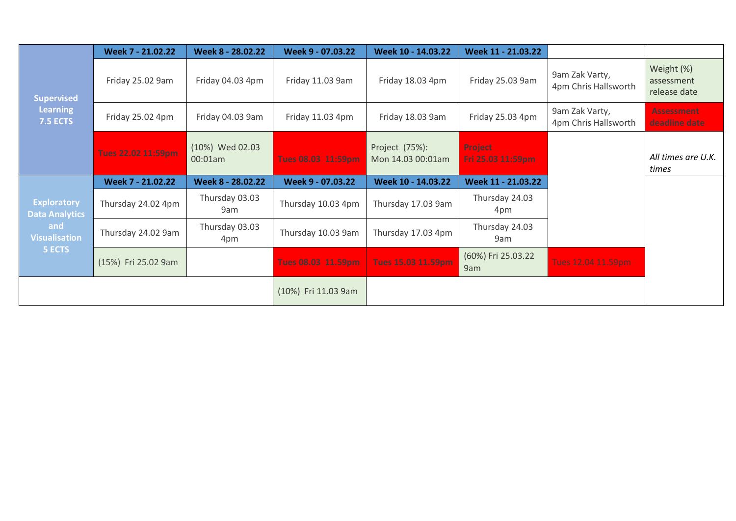| | Week 7 - 21.02.22 | Week 8 - 28.02.22 | Week 9 - 07.03.22 | Week 10 - 14.03.22 | Week 11 - 21.03.22 | | |
|---|---|---|---|---|---|---|---|
| **Supervised Learning 7.5 ECTS** | Friday 25.02 9am | Friday 04.03 4pm | Friday 11.03 9am | Friday 18.03 4pm | Friday 25.03 9am | 9am Zak Varty, 4pm Chris Hallsworth | Weight (%) assessment release date |
| | Friday 25.02 4pm | Friday 04.03 9am | Friday 11.03 4pm | Friday 18.03 9am | Friday 25.03 4pm | 9am Zak Varty, 4pm Chris Hallsworth | Assessment deadline date |
| | Tues 22.02 11:59pm | (10%) Wed 02.03 00:01am | Tues 08.03 11:59pm | Project (75%): Mon 14.03 00:01am | Project Fri 25.03 11:59pm | | *All times are U.K. times* |
| **Exploratory Data Analytics and Visualisation 5 ECTS** | Week 7 - 21.02.22 | Week 8 - 28.02.22 | Week 9 - 07.03.22 | Week 10 - 14.03.22 | Week 11 - 21.03.22 | | |
| | Thursday 24.02 4pm | Thursday 03.03 9am | Thursday 10.03 4pm | Thursday 17.03 9am | Thursday 24.03 4pm | | |
| | Thursday 24.02 9am | Thursday 03.03 4pm | Thursday 10.03 9am | Thursday 17.03 4pm | Thursday 24.03 9am | | |
| | (15%) Fri 25.02 9am | | Tues 08.03 11.59pm | Tues 15.03 11.59pm | (60%) Fri 25.03.22 9am | Tues 12.04 11.59pm | |
| | | | (10%) Fri 11.03 9am | | | | |